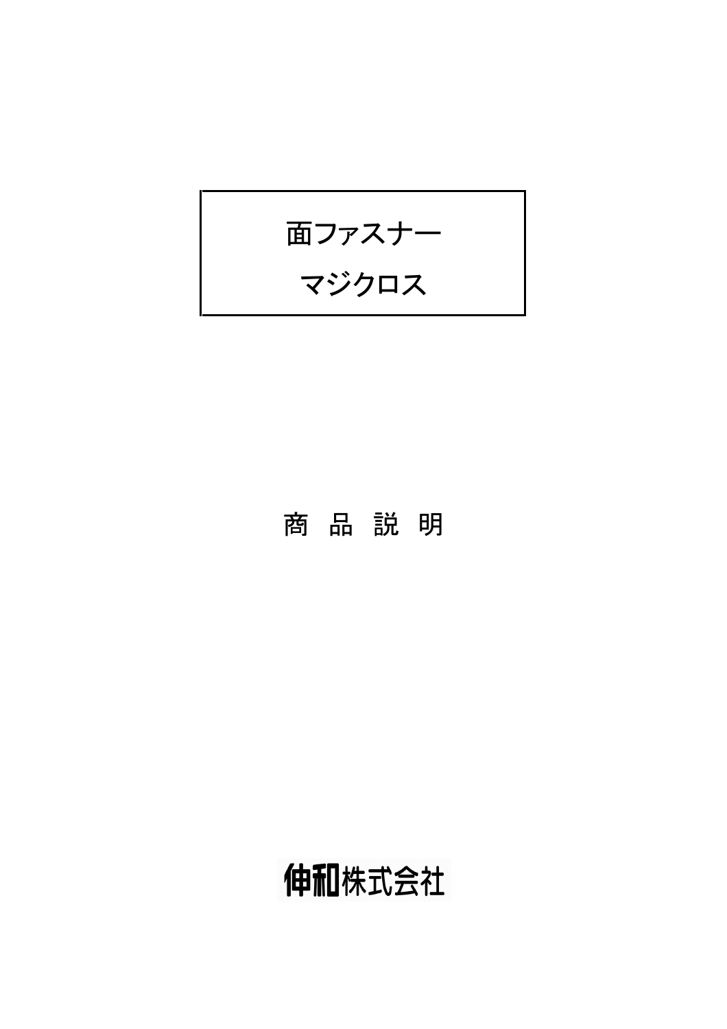# 面ファスナー
# マジクロス

## 商 品 説 明

伸和株式会社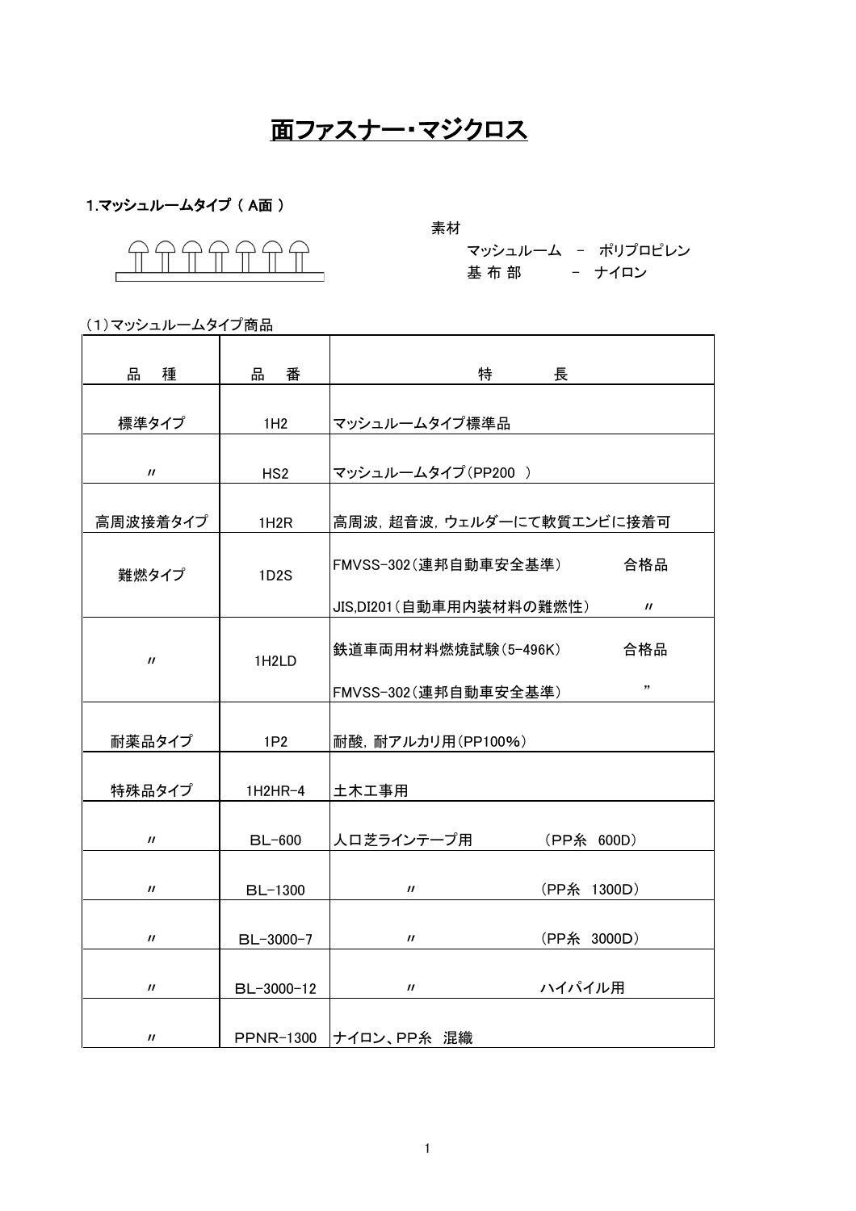# 面ファスナー・マジクロス

## 1.マッシュルームタイプ（ A面 ）

素材

マッシュルーム － ポリプロピレン

基 布 部 － ナイロン

(1)マッシュルームタイプ商品

| 品　種 | 品　番 | 特　　長 |
|---|---|---|
| 標準タイプ | 1H2 | マッシュルームタイプ標準品 |
| 〃 | HS2 | マッシュルームタイプ(PP200　) |
| 高周波接着タイプ | 1H2R | 高周波，超音波，ウェルダーにて軟質エンビに接着可 |
| 難燃タイプ | 1D2S | FMVSS-302(連邦自動車安全基準)　合格品<br>JIS,DI201(自動車用内装材料の難燃性)　〃 |
| 〃 | 1H2LD | 鉄道車両用材料燃焼試験(5-496K)　合格品<br>FMVSS-302(連邦自動車安全基準)　” |
| 耐薬品タイプ | 1P2 | 耐酸，耐アルカリ用(PP100%) |
| 特殊品タイプ | 1H2HR-4 | 土木工事用 |
| 〃 | BL-600 | 人口芝ラインテープ用　(PP糸　600D) |
| 〃 | BL-1300 | 〃　(PP糸　1300D) |
| 〃 | BL-3000-7 | 〃　(PP糸　3000D) |
| 〃 | BL-3000-12 | 〃　ハイパイル用 |
| 〃 | PPNR-1300 | ナイロン、PP糸　混織 |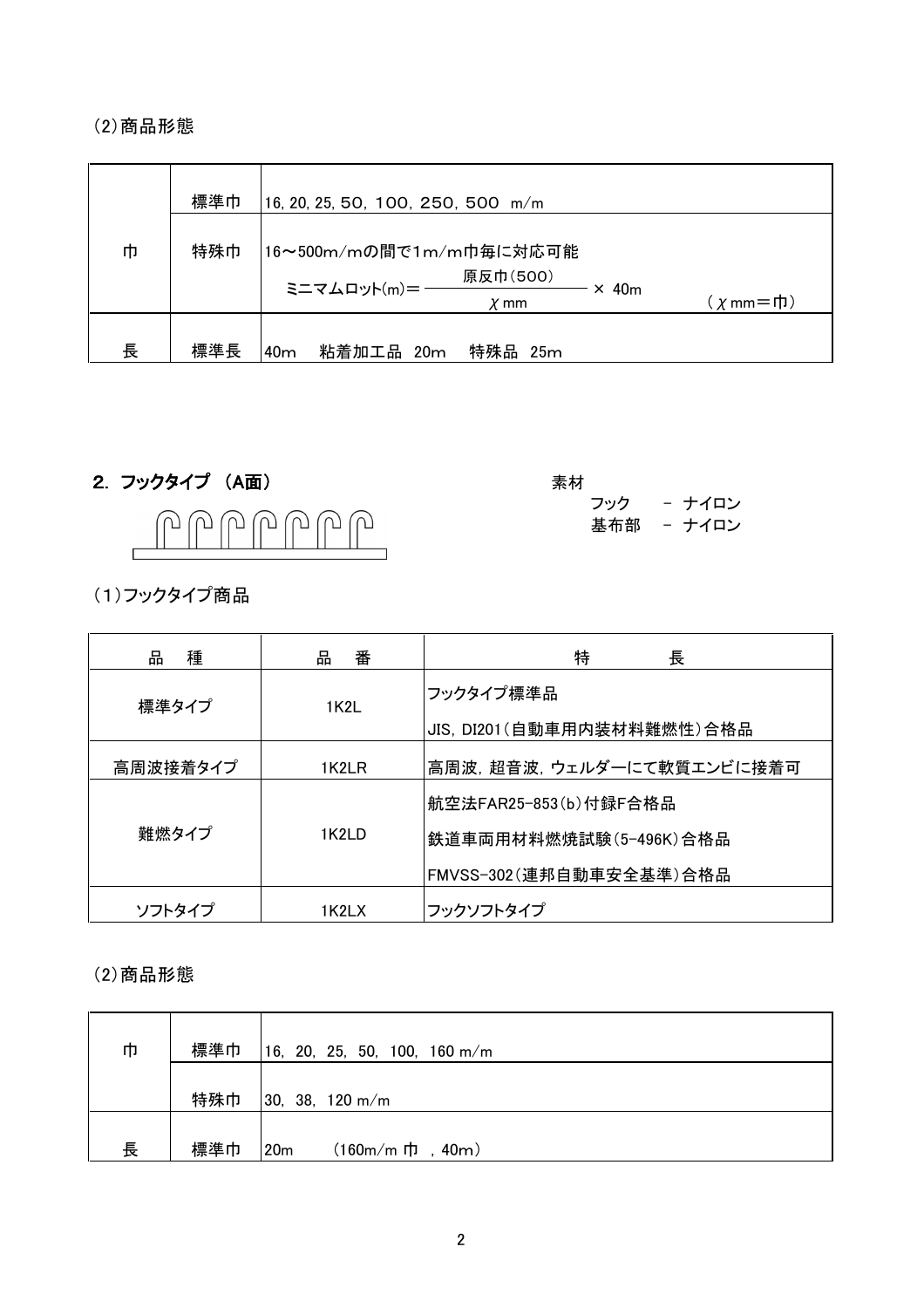(2)商品形態

| | | |
|---|---|---|
| 巾 | 標準巾 | 16, 20, 25, 50, 100, 250, 500　m/m |
| | 特殊巾 | 16～500m/mの間で1m/m巾毎に対応可能<br>ミニマムロット(m)＝ 原反巾(500) / χ mm × 40m　（χ mm＝巾） |
| 長 | 標準長 | 40m　粘着加工品　20m　特殊品　25m |

## 2. フックタイプ （A面）

素材
- フック　－ ナイロン
- 基布部　－ ナイロン

(1)フックタイプ商品

| 品　種 | 品　番 | 特　　　　長 |
|---|---|---|
| 標準タイプ | 1K2L | フックタイプ標準品<br>JIS, DI201(自動車用内装材料難燃性)合格品 |
| 高周波接着タイプ | 1K2LR | 高周波, 超音波, ウェルダーにて軟質エンビに接着可 |
| 難燃タイプ | 1K2LD | 航空法FAR25-853(b)付録F合格品<br>鉄道車両用材料燃焼試験(5-496K)合格品<br>FMVSS-302(連邦自動車安全基準)合格品 |
| ソフトタイプ | 1K2LX | フックソフトタイプ |

(2)商品形態

| | | |
|---|---|---|
| 巾 | 標準巾 | 16, 20, 25, 50, 100, 160 m/m |
| | 特殊巾 | 30, 38, 120 m/m |
| 長 | 標準巾 | 20m　　(160m/m 巾 , 40m) |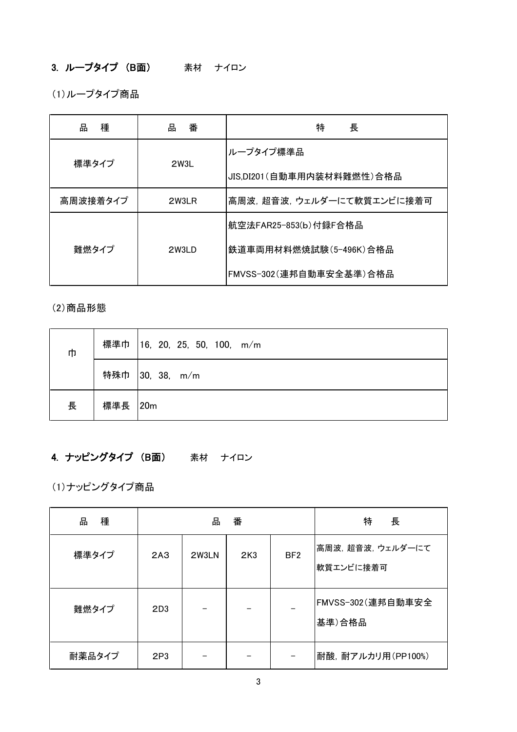## 3. ループタイプ （B面）　　素材　ナイロン

(1)ループタイプ商品

| 品　種 | 品　番 | 特　　長 |
|---|---|---|
| 標準タイプ | 2W3L | ループタイプ標準品<br>JIS,DI201（自動車用内装材料難燃性）合格品 |
| 高周波接着タイプ | 2W3LR | 高周波，超音波，ウェルダーにて軟質エンビに接着可 |
| 難燃タイプ | 2W3LD | 航空法FAR25-853(b)付録F合格品<br>鉄道車両用材料燃焼試験（5-496K）合格品<br>FMVSS-302（連邦自動車安全基準）合格品 |

(2)商品形態

| | | |
|---|---|---|
| 巾 | 標準巾 | 16, 20, 25, 50, 100,　m/m |
| | 特殊巾 | 30, 38,　m/m |
| 長 | 標準長 | 20m |

## 4. ナッピングタイプ （B面）　　素材　ナイロン

(1)ナッピングタイプ商品

| 品　種 | 品　番 | | | | 特　　長 |
|---|---|---|---|---|---|
| 標準タイプ | 2A3 | 2W3LN | 2K3 | BF2 | 高周波，超音波，ウェルダーにて軟質エンビに接着可 |
| 難燃タイプ | 2D3 | － | － | － | FMVSS-302（連邦自動車安全基準）合格品 |
| 耐薬品タイプ | 2P3 | － | － | － | 耐酸，耐アルカリ用（PP100%） |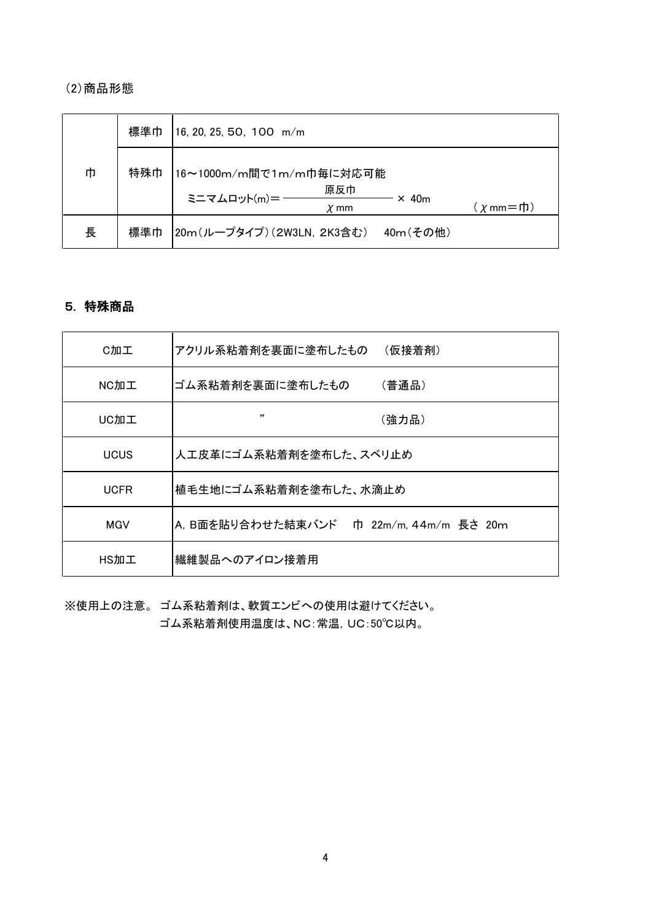(2)商品形態

| | | |
|---|---|---|
| 巾 | 標準巾 | 16, 20, 25, 50, 100 m/m |
| | 特殊巾 | 16〜1000m/m間で1m/m巾毎に対応可能<br>ミニマムロット(m)＝ $\frac{原反巾}{\chi\ mm}$ × 40m　　( $\chi$ mm＝巾) |
| 長 | 標準巾 | 20m(ループタイプ)(2W3LN, 2K3含む)　40m(その他) |

## 5. 特殊商品

| | |
|---|---|
| C加工 | アクリル系粘着剤を裏面に塗布したもの　(仮接着剤) |
| NC加工 | ゴム系粘着剤を裏面に塗布したもの　(普通品) |
| UC加工 | 〃　(強力品) |
| UCUS | 人工皮革にゴム系粘着剤を塗布した、スベリ止め |
| UCFR | 植毛生地にゴム系粘着剤を塗布した、水滴止め |
| MGV | A, B面を貼り合わせた結束バンド　巾 22m/m, 44m/m 長さ 20m |
| HS加工 | 繊維製品へのアイロン接着用 |

※使用上の注意。 ゴム系粘着剤は、軟質エンビへの使用は避けてください。
ゴム系粘着剤使用温度は、NC:常温, UC:50℃以内。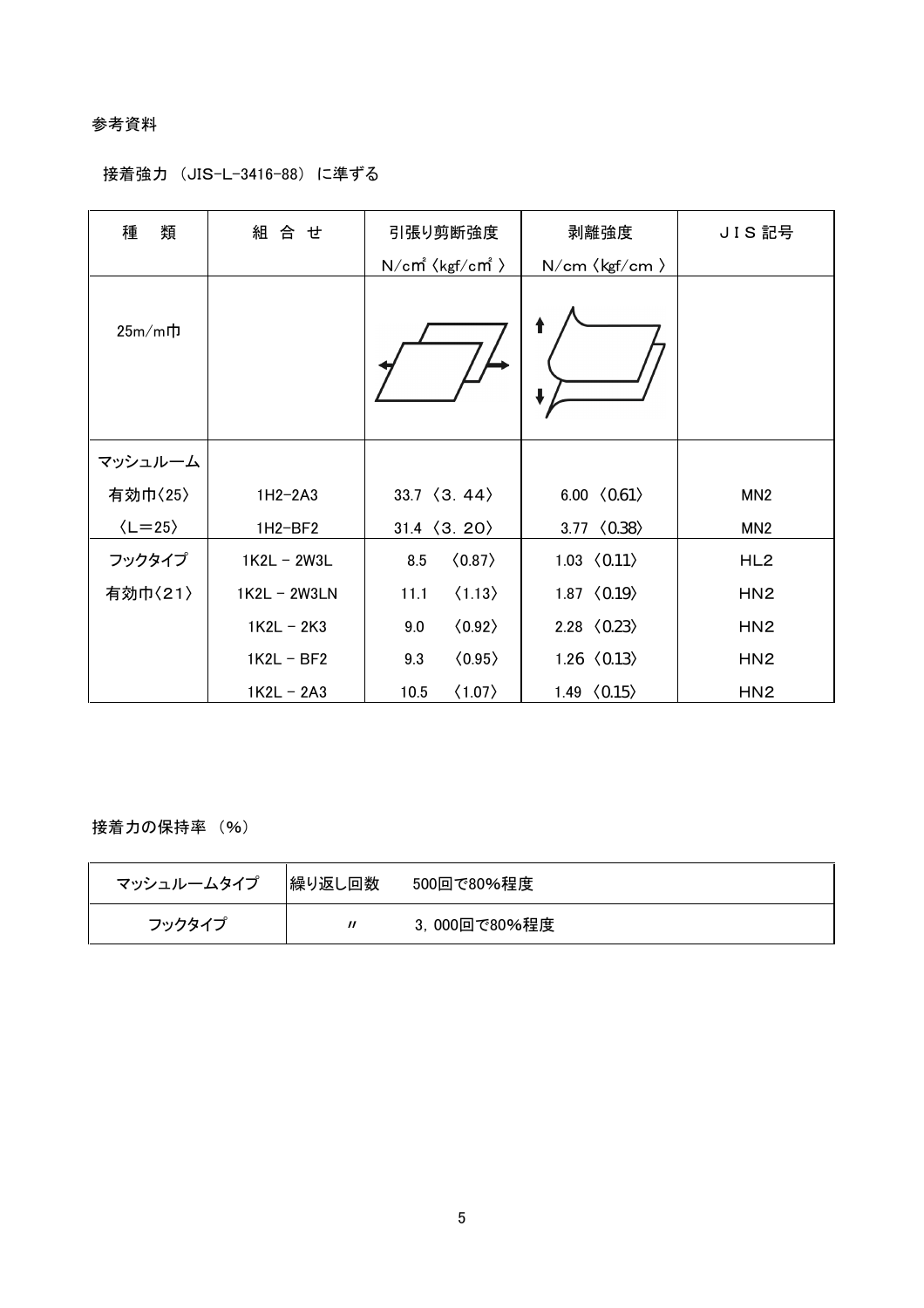参考資料

接着強力 （JIS-L-3416-88） に準ずる

| 種　類 | 組 合 せ | 引張り剪断強度<br>N/cm² 〈kgf/cm² 〉 | 剥離強度<br>N/cm 〈kgf/cm 〉 | ＪＩＳ 記号 |
|---|---|---|---|---|
| 25m/m巾 | | | | |
| マッシュルーム<br>有効巾〈25〉<br>〈L＝25〉 | 1H2-2A3 | 33.7 〈3. 44〉 | 6.00 〈0.61〉 | MN2 |
| | 1H2-BF2 | 31.4 〈3. 20〉 | 3.77 〈0.38〉 | MN2 |
| フックタイプ<br>有効巾〈21〉 | 1K2L － 2W3L | 8.5 〈0.87〉 | 1.03 〈0.11〉 | HL2 |
| | 1K2L － 2W3LN | 11.1 〈1.13〉 | 1.87 〈0.19〉 | HN2 |
| | 1K2L － 2K3 | 9.0 〈0.92〉 | 2.28 〈0.23〉 | HN2 |
| | 1K2L － BF2 | 9.3 〈0.95〉 | 1.26 〈0.13〉 | HN2 |
| | 1K2L － 2A3 | 10.5 〈1.07〉 | 1.49 〈0.15〉 | HN2 |

接着力の保持率 （%）

| マッシュルームタイプ | 繰り返し回数　　500回で80%程度 |
|---|---|
| フックタイプ | 〃　　3，000回で80%程度 |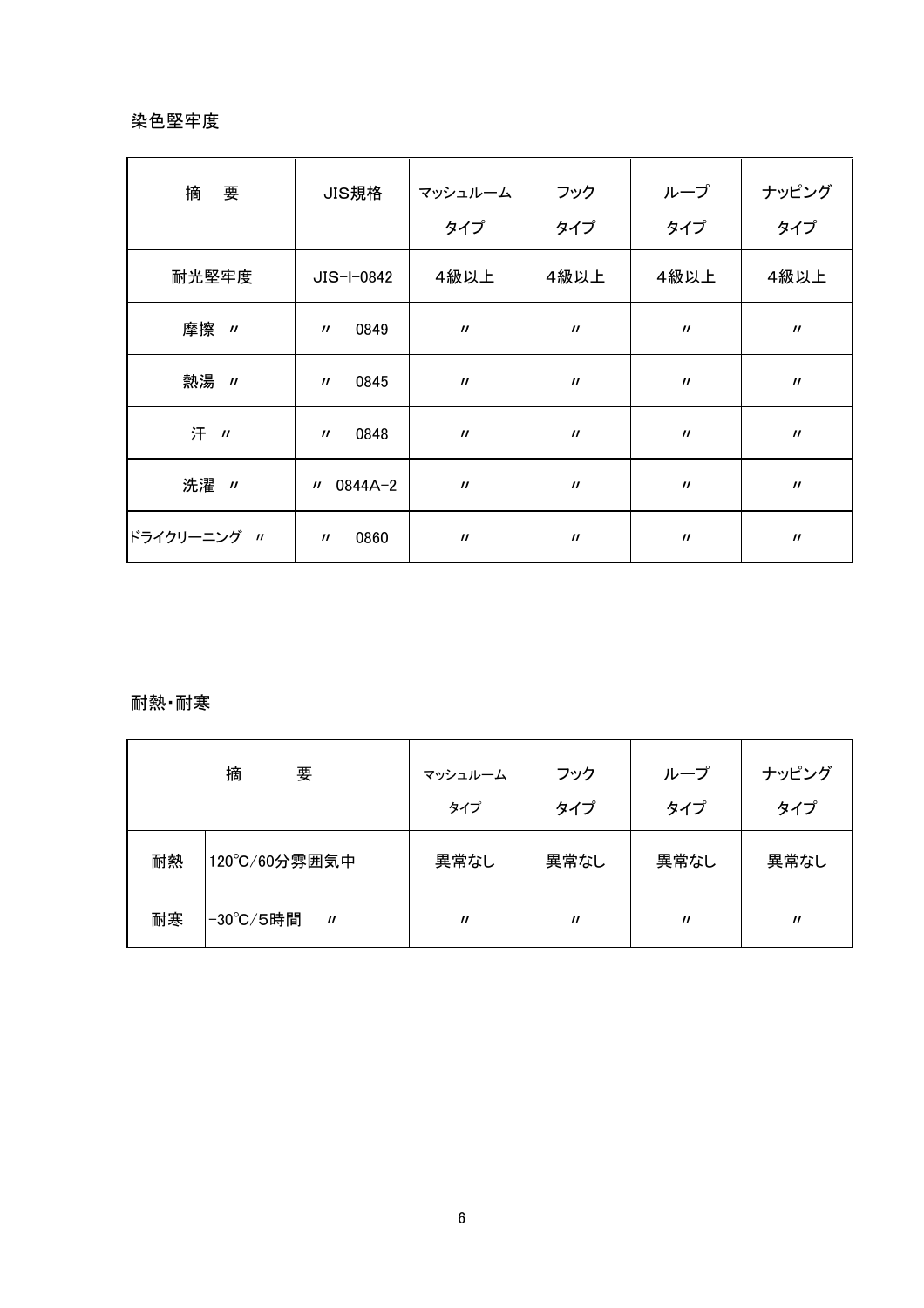## 染色堅牢度

| 摘　要 | JIS規格 | マッシュルーム タイプ | フック タイプ | ループ タイプ | ナッピング タイプ |
|---|---|---|---|---|---|
| 耐光堅牢度 | JIS-l-0842 | 4級以上 | 4級以上 | 4級以上 | 4級以上 |
| 摩擦　〃 | 〃　0849 | 〃 | 〃 | 〃 | 〃 |
| 熱湯　〃 | 〃　0845 | 〃 | 〃 | 〃 | 〃 |
| 汗　〃 | 〃　0848 | 〃 | 〃 | 〃 | 〃 |
| 洗濯　〃 | 〃 0844A-2 | 〃 | 〃 | 〃 | 〃 |
| ドライクリーニング　〃 | 〃　0860 | 〃 | 〃 | 〃 | 〃 |

## 耐熱・耐寒

| 摘　要 | | マッシュルーム タイプ | フック タイプ | ループ タイプ | ナッピング タイプ |
|---|---|---|---|---|---|
| 耐熱 | 120℃/60分雰囲気中 | 異常なし | 異常なし | 異常なし | 異常なし |
| 耐寒 | -30℃/5時間　〃 | 〃 | 〃 | 〃 | 〃 |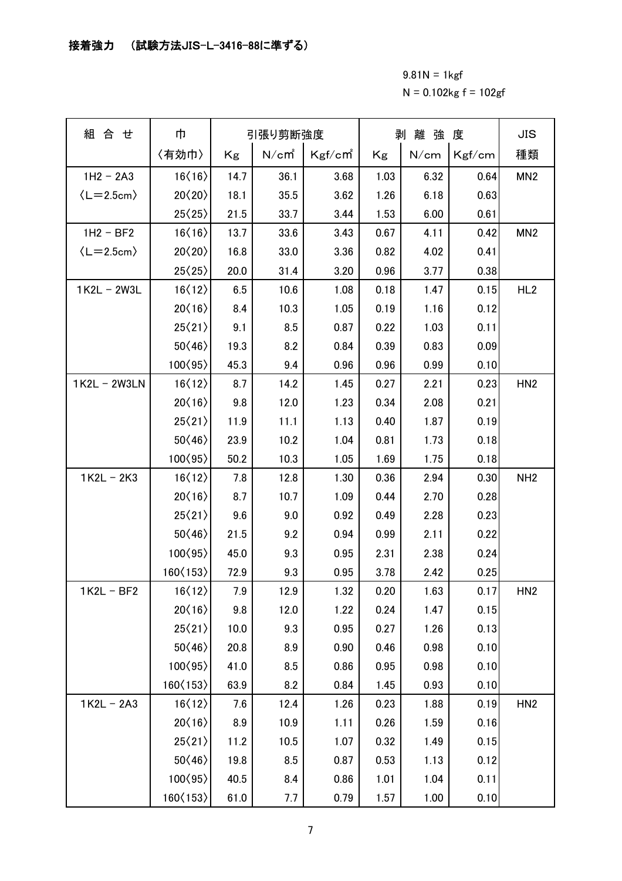## 接着強力　（試験方法JIS-L-3416-88に準ずる）

9.81N = 1kgf

N = 0.102kg f = 102gf

| 組 合 せ | 巾 | 引張り剪断強度 | | | 剥 離 強 度 | | | JIS |
|---|---|---|---|---|---|---|---|---|
| | 〈有効巾〉 | Kg | N/cm² | Kgf/cm² | Kg | N/cm | Kgf/cm | 種類 |
| 1H2 － 2A3 | 16〈16〉 | 14.7 | 36.1 | 3.68 | 1.03 | 6.32 | 0.64 | MN2 |
| 〈L＝2.5cm〉 | 20〈20〉 | 18.1 | 35.5 | 3.62 | 1.26 | 6.18 | 0.63 | |
| | 25〈25〉 | 21.5 | 33.7 | 3.44 | 1.53 | 6.00 | 0.61 | |
| 1H2 － BF2 | 16〈16〉 | 13.7 | 33.6 | 3.43 | 0.67 | 4.11 | 0.42 | MN2 |
| 〈L＝2.5cm〉 | 20〈20〉 | 16.8 | 33.0 | 3.36 | 0.82 | 4.02 | 0.41 | |
| | 25〈25〉 | 20.0 | 31.4 | 3.20 | 0.96 | 3.77 | 0.38 | |
| 1K2L － 2W3L | 16〈12〉 | 6.5 | 10.6 | 1.08 | 0.18 | 1.47 | 0.15 | HL2 |
| | 20〈16〉 | 8.4 | 10.3 | 1.05 | 0.19 | 1.16 | 0.12 | |
| | 25〈21〉 | 9.1 | 8.5 | 0.87 | 0.22 | 1.03 | 0.11 | |
| | 50〈46〉 | 19.3 | 8.2 | 0.84 | 0.39 | 0.83 | 0.09 | |
| | 100〈95〉 | 45.3 | 9.4 | 0.96 | 0.96 | 0.99 | 0.10 | |
| 1K2L － 2W3LN | 16〈12〉 | 8.7 | 14.2 | 1.45 | 0.27 | 2.21 | 0.23 | HN2 |
| | 20〈16〉 | 9.8 | 12.0 | 1.23 | 0.34 | 2.08 | 0.21 | |
| | 25〈21〉 | 11.9 | 11.1 | 1.13 | 0.40 | 1.87 | 0.19 | |
| | 50〈46〉 | 23.9 | 10.2 | 1.04 | 0.81 | 1.73 | 0.18 | |
| | 100〈95〉 | 50.2 | 10.3 | 1.05 | 1.69 | 1.75 | 0.18 | |
| 1K2L － 2K3 | 16〈12〉 | 7.8 | 12.8 | 1.30 | 0.36 | 2.94 | 0.30 | NH2 |
| | 20〈16〉 | 8.7 | 10.7 | 1.09 | 0.44 | 2.70 | 0.28 | |
| | 25〈21〉 | 9.6 | 9.0 | 0.92 | 0.49 | 2.28 | 0.23 | |
| | 50〈46〉 | 21.5 | 9.2 | 0.94 | 0.99 | 2.11 | 0.22 | |
| | 100〈95〉 | 45.0 | 9.3 | 0.95 | 2.31 | 2.38 | 0.24 | |
| | 160〈153〉 | 72.9 | 9.3 | 0.95 | 3.78 | 2.42 | 0.25 | |
| 1K2L － BF2 | 16〈12〉 | 7.9 | 12.9 | 1.32 | 0.20 | 1.63 | 0.17 | HN2 |
| | 20〈16〉 | 9.8 | 12.0 | 1.22 | 0.24 | 1.47 | 0.15 | |
| | 25〈21〉 | 10.0 | 9.3 | 0.95 | 0.27 | 1.26 | 0.13 | |
| | 50〈46〉 | 20.8 | 8.9 | 0.90 | 0.46 | 0.98 | 0.10 | |
| | 100〈95〉 | 41.0 | 8.5 | 0.86 | 0.95 | 0.98 | 0.10 | |
| | 160〈153〉 | 63.9 | 8.2 | 0.84 | 1.45 | 0.93 | 0.10 | |
| 1K2L － 2A3 | 16〈12〉 | 7.6 | 12.4 | 1.26 | 0.23 | 1.88 | 0.19 | HN2 |
| | 20〈16〉 | 8.9 | 10.9 | 1.11 | 0.26 | 1.59 | 0.16 | |
| | 25〈21〉 | 11.2 | 10.5 | 1.07 | 0.32 | 1.49 | 0.15 | |
| | 50〈46〉 | 19.8 | 8.5 | 0.87 | 0.53 | 1.13 | 0.12 | |
| | 100〈95〉 | 40.5 | 8.4 | 0.86 | 1.01 | 1.04 | 0.11 | |
| | 160〈153〉 | 61.0 | 7.7 | 0.79 | 1.57 | 1.00 | 0.10 | |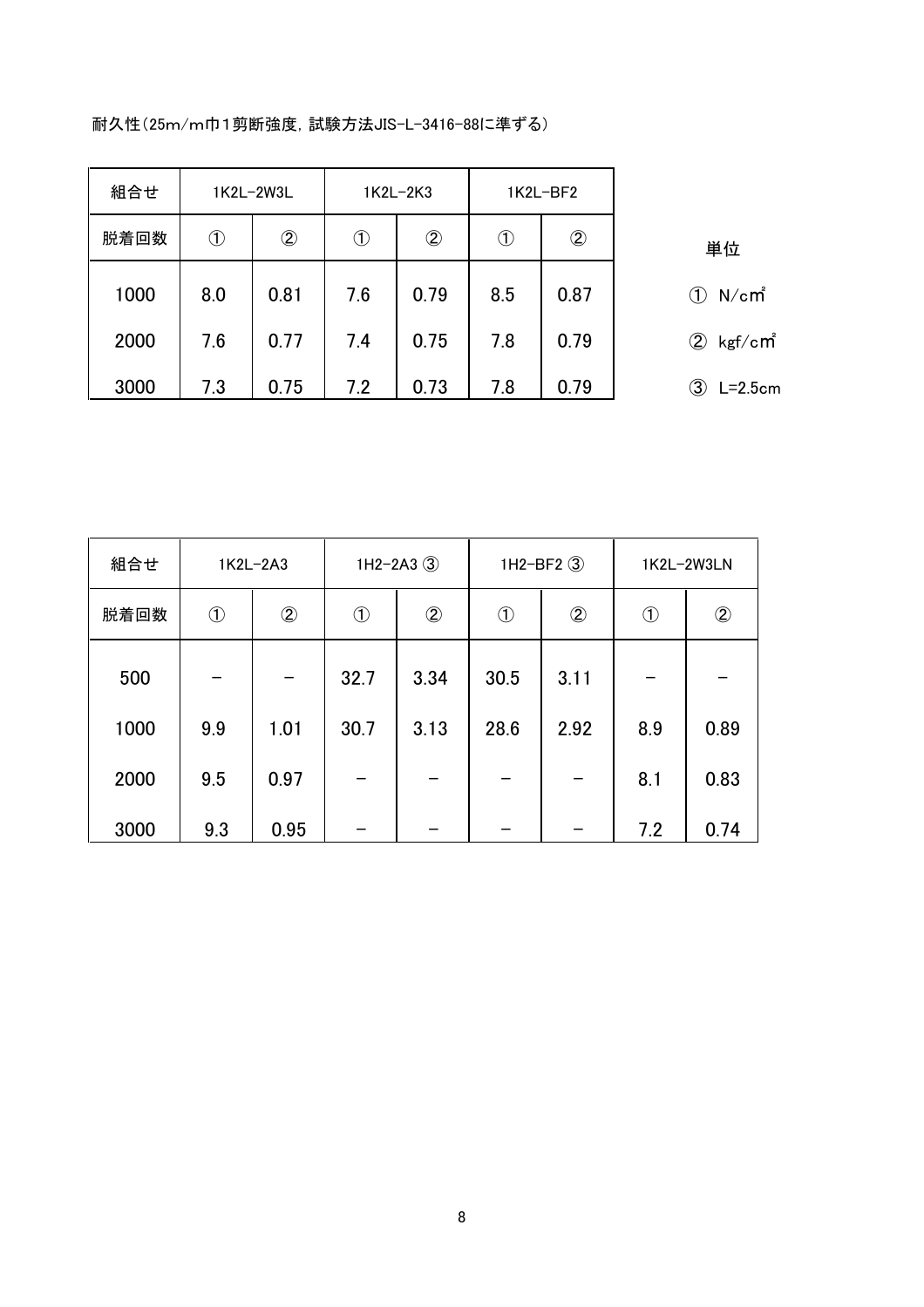耐久性(25m/m巾1剪断強度，試験方法JIS-L-3416-88に準ずる)

| 組合せ | 1K2L−2W3L | | 1K2L−2K3 | | 1K2L−BF2 | |
|---|---|---|---|---|---|---|
| 脱着回数 | ① | ② | ① | ② | ① | ② |
| 1000 | 8.0 | 0.81 | 7.6 | 0.79 | 8.5 | 0.87 |
| 2000 | 7.6 | 0.77 | 7.4 | 0.75 | 7.8 | 0.79 |
| 3000 | 7.3 | 0.75 | 7.2 | 0.73 | 7.8 | 0.79 |

単位

① N/c㎡

② kgf/c㎡

③ L=2.5cm

| 組合せ | 1K2L−2A3 | | 1H2−2A3 ③ | | 1H2−BF2 ③ | | 1K2L−2W3LN | |
|---|---|---|---|---|---|---|---|---|
| 脱着回数 | ① | ② | ① | ② | ① | ② | ① | ② |
| 500 | − | − | 32.7 | 3.34 | 30.5 | 3.11 | − | − |
| 1000 | 9.9 | 1.01 | 30.7 | 3.13 | 28.6 | 2.92 | 8.9 | 0.89 |
| 2000 | 9.5 | 0.97 | − | − | − | − | 8.1 | 0.83 |
| 3000 | 9.3 | 0.95 | − | − | − | − | 7.2 | 0.74 |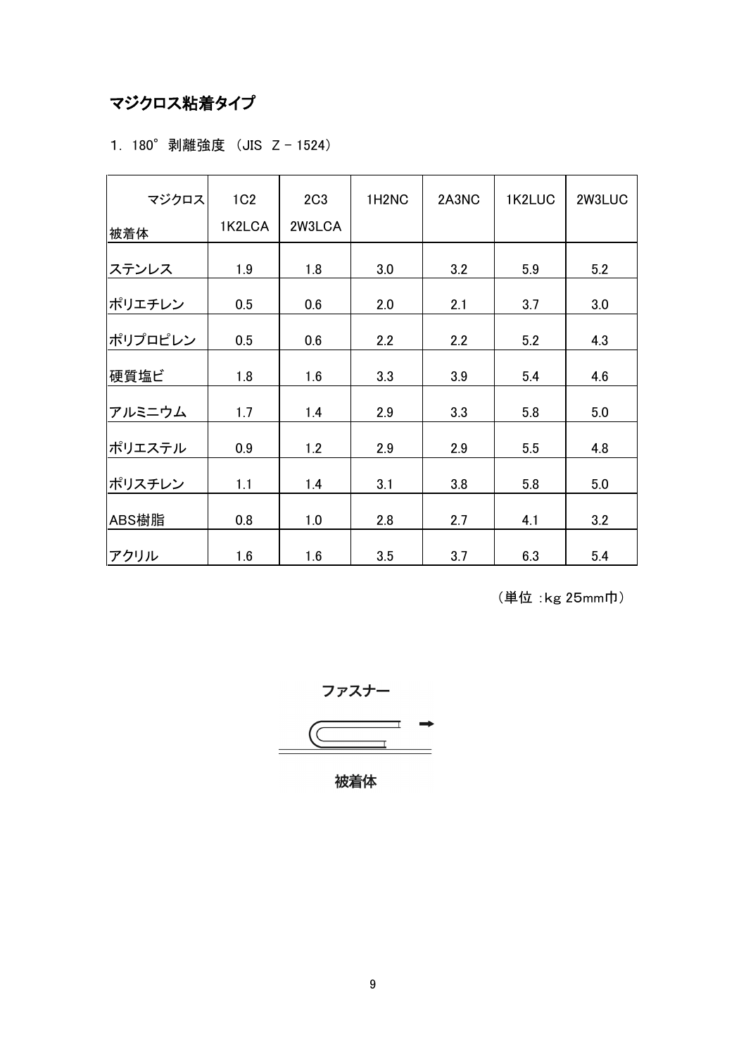## マジクロス粘着タイプ

1．180゜剥離強度 （JIS Z－1524）

| マジクロス<br>被着体 | 1C2<br>1K2LCA | 2C3<br>2W3LCA | 1H2NC | 2A3NC | 1K2LUC | 2W3LUC |
|---|---|---|---|---|---|---|
| ステンレス | 1.9 | 1.8 | 3.0 | 3.2 | 5.9 | 5.2 |
| ポリエチレン | 0.5 | 0.6 | 2.0 | 2.1 | 3.7 | 3.0 |
| ポリプロピレン | 0.5 | 0.6 | 2.2 | 2.2 | 5.2 | 4.3 |
| 硬質塩ビ | 1.8 | 1.6 | 3.3 | 3.9 | 5.4 | 4.6 |
| アルミニウム | 1.7 | 1.4 | 2.9 | 3.3 | 5.8 | 5.0 |
| ポリエステル | 0.9 | 1.2 | 2.9 | 2.9 | 5.5 | 4.8 |
| ポリスチレン | 1.1 | 1.4 | 3.1 | 3.8 | 5.8 | 5.0 |
| ABS樹脂 | 0.8 | 1.0 | 2.8 | 2.7 | 4.1 | 3.2 |
| アクリル | 1.6 | 1.6 | 3.5 | 3.7 | 6.3 | 5.4 |

（単位 :kg 25mm巾）

ファスナー

被着体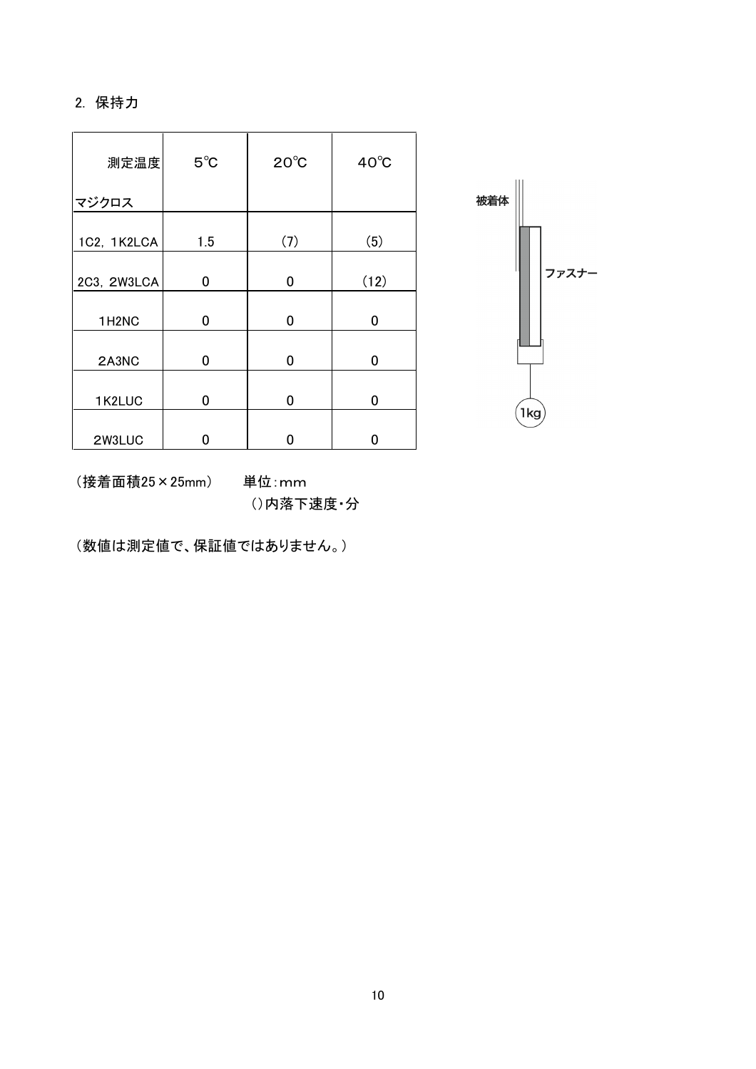## 2. 保持力

| 測定温度<br>マジクロス | 5℃ | 20℃ | 40℃ |
|---|---|---|---|
| 1C2, 1K2LCA | 1.5 | (7) | (5) |
| 2C3, 2W3LCA | 0 | 0 | (12) |
| 1H2NC | 0 | 0 | 0 |
| 2A3NC | 0 | 0 | 0 |
| 1K2LUC | 0 | 0 | 0 |
| 2W3LUC | 0 | 0 | 0 |

被着体

ファスナー

1kg

（接着面積25×25mm）　　単位：mm

（）内落下速度・分

（数値は測定値で、保証値ではありません。）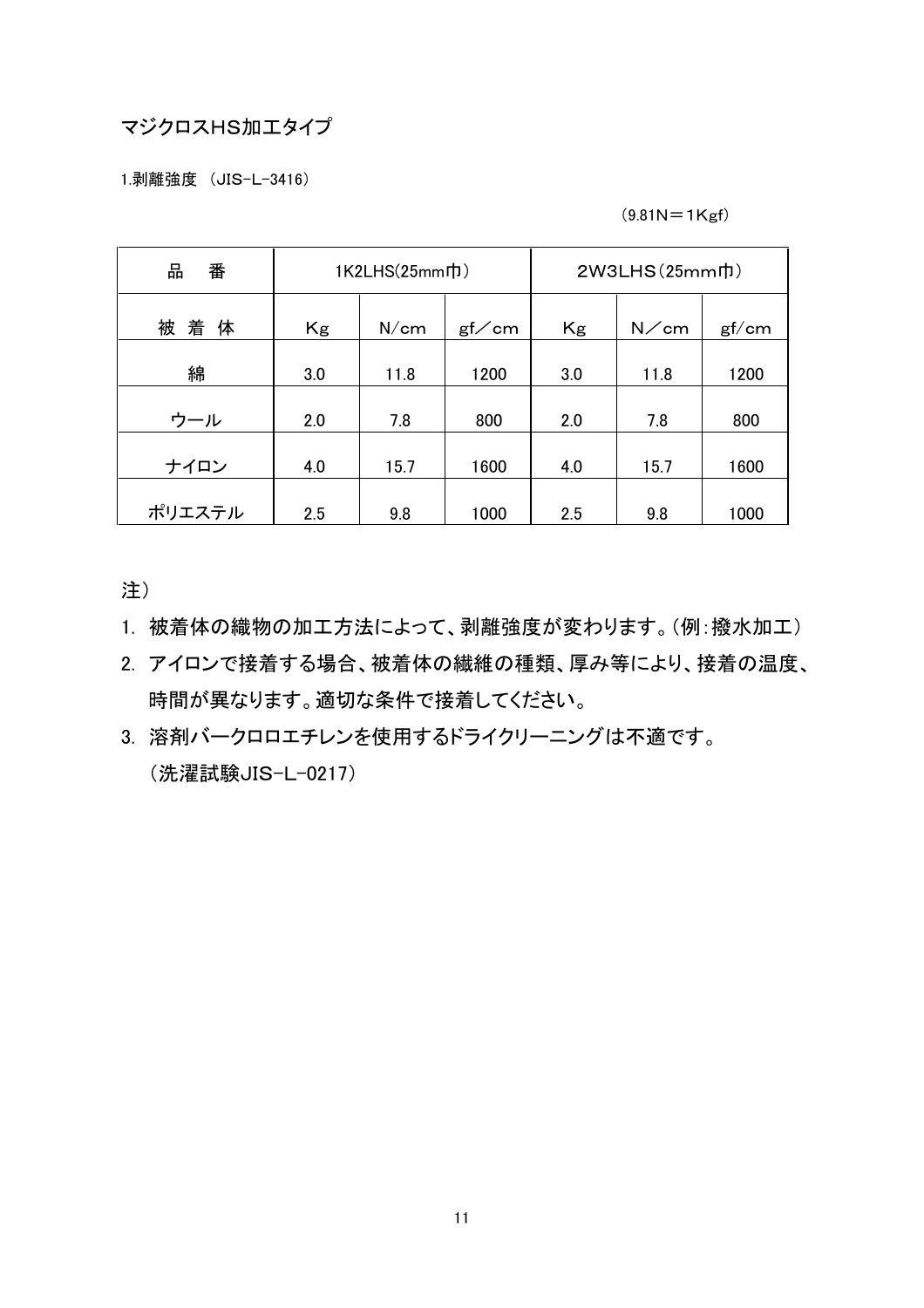## マジクロスHS加工タイプ

1.剥離強度 （JIS-L-3416）

（9.81N＝1Kgf）

| 品　番 | 1K2LHS(25mm巾) | | | 2W3LHS（25mm巾） | | |
|---|---|---|---|---|---|---|
| 被 着 体 | Kg | N/cm | gf／cm | Kg | N／cm | gf/cm |
| 綿 | 3.0 | 11.8 | 1200 | 3.0 | 11.8 | 1200 |
| ウール | 2.0 | 7.8 | 800 | 2.0 | 7.8 | 800 |
| ナイロン | 4.0 | 15.7 | 1600 | 4.0 | 15.7 | 1600 |
| ポリエステル | 2.5 | 9.8 | 1000 | 2.5 | 9.8 | 1000 |

注）

1. 被着体の織物の加工方法によって、剥離強度が変わります。（例：撥水加工）
2. アイロンで接着する場合、被着体の繊維の種類、厚み等により、接着の温度、時間が異なります。適切な条件で接着してください。
3. 溶剤バークロロエチレンを使用するドライクリーニングは不適です。
（洗濯試験JIS-L-0217）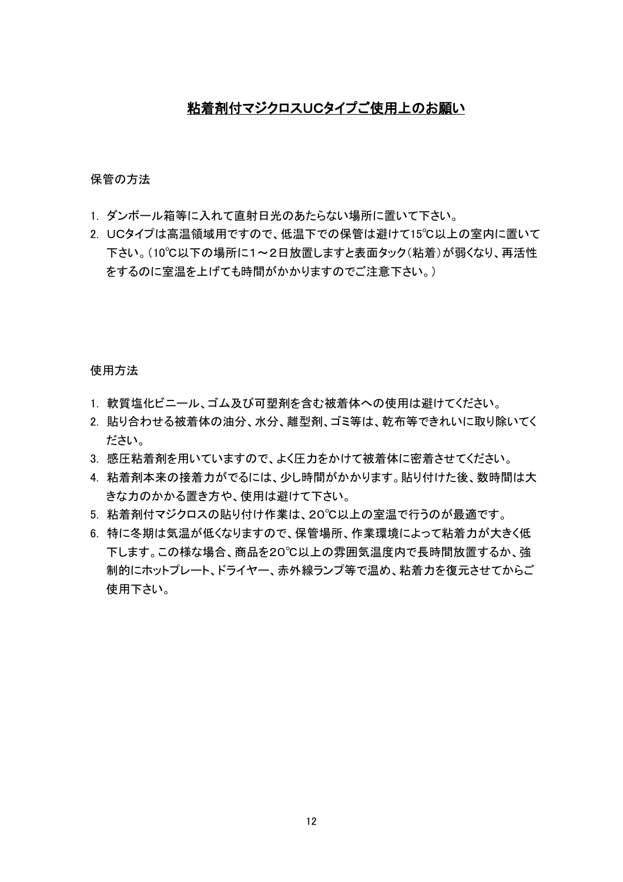# 粘着剤付マジクロスUCタイプご使用上のお願い

## 保管の方法

1. ダンボール箱等に入れて直射日光のあたらない場所に置いて下さい。
2. UCタイプは高温領域用ですので、低温下での保管は避けて15℃以上の室内に置いて下さい。（10℃以下の場所に1～2日放置しますと表面タック（粘着）が弱くなり、再活性をするのに室温を上げても時間がかかりますのでご注意下さい。）

## 使用方法

1. 軟質塩化ビニール、ゴム及び可塑剤を含む被着体への使用は避けてください。
2. 貼り合わせる被着体の油分、水分、離型剤、ゴミ等は、乾布等できれいに取り除いてください。
3. 感圧粘着剤を用いていますので、よく圧力をかけて被着体に密着させてください。
4. 粘着剤本来の接着力がでるには、少し時間がかかります。貼り付けた後、数時間は大きな力のかかる置き方や、使用は避けて下さい。
5. 粘着剤付マジクロスの貼り付け作業は、20℃以上の室温で行うのが最適です。
6. 特に冬期は気温が低くなりますので、保管場所、作業環境によって粘着力が大きく低下します。この様な場合、商品を20℃以上の雰囲気温度内で長時間放置するか、強制的にホットプレート、ドライヤー、赤外線ランプ等で温め、粘着力を復元させてからご使用下さい。